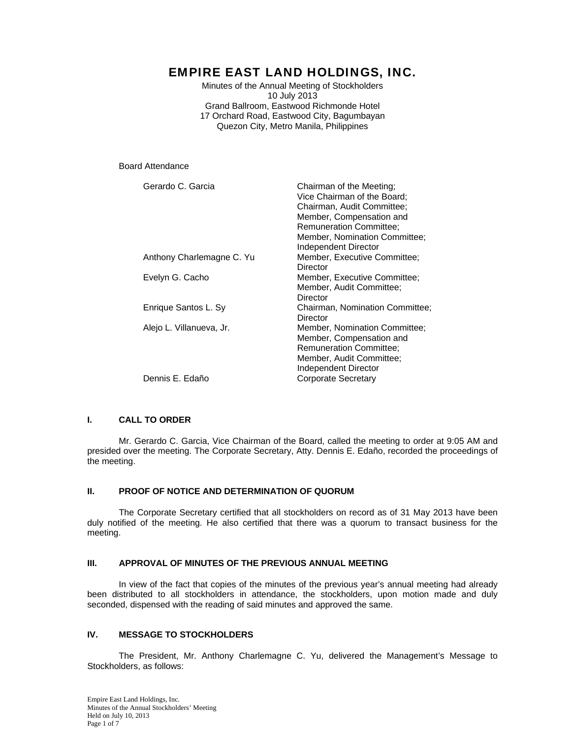# EMPIRE EAST LAND HOLDINGS, INC.

Minutes of the Annual Meeting of Stockholders
10 July 2013
Grand Ballroom, Eastwood Richmonde Hotel
17 Orchard Road, Eastwood City, Bagumbayan
Quezon City, Metro Manila, Philippines

Board Attendance

| | |
|---|---|
| Gerardo C. Garcia | Chairman of the Meeting; Vice Chairman of the Board; Chairman, Audit Committee; Member, Compensation and Remuneration Committee; Member, Nomination Committee; Independent Director |
| Anthony Charlemagne C. Yu | Member, Executive Committee; Director |
| Evelyn G. Cacho | Member, Executive Committee; Member, Audit Committee; Director |
| Enrique Santos L. Sy | Chairman, Nomination Committee; Director |
| Alejo L. Villanueva, Jr. | Member, Nomination Committee; Member, Compensation and Remuneration Committee; Member, Audit Committee; Independent Director |
| Dennis E. Edaño | Corporate Secretary |

## I. CALL TO ORDER

Mr. Gerardo C. Garcia, Vice Chairman of the Board, called the meeting to order at 9:05 AM and presided over the meeting. The Corporate Secretary, Atty. Dennis E. Edaño, recorded the proceedings of the meeting.

## II. PROOF OF NOTICE AND DETERMINATION OF QUORUM

The Corporate Secretary certified that all stockholders on record as of 31 May 2013 have been duly notified of the meeting. He also certified that there was a quorum to transact business for the meeting.

## III. APPROVAL OF MINUTES OF THE PREVIOUS ANNUAL MEETING

In view of the fact that copies of the minutes of the previous year's annual meeting had already been distributed to all stockholders in attendance, the stockholders, upon motion made and duly seconded, dispensed with the reading of said minutes and approved the same.

## IV. MESSAGE TO STOCKHOLDERS

The President, Mr. Anthony Charlemagne C. Yu, delivered the Management's Message to Stockholders, as follows: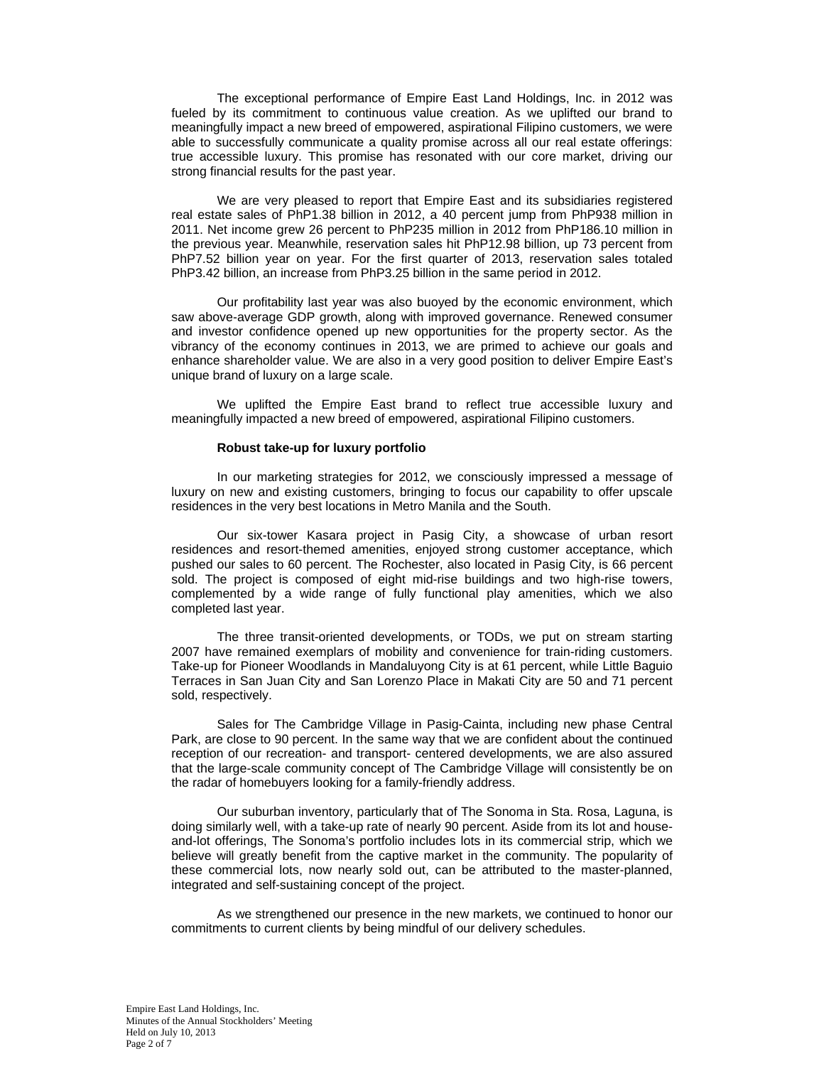The exceptional performance of Empire East Land Holdings, Inc. in 2012 was fueled by its commitment to continuous value creation. As we uplifted our brand to meaningfully impact a new breed of empowered, aspirational Filipino customers, we were able to successfully communicate a quality promise across all our real estate offerings: true accessible luxury. This promise has resonated with our core market, driving our strong financial results for the past year.

We are very pleased to report that Empire East and its subsidiaries registered real estate sales of PhP1.38 billion in 2012, a 40 percent jump from PhP938 million in 2011. Net income grew 26 percent to PhP235 million in 2012 from PhP186.10 million in the previous year. Meanwhile, reservation sales hit PhP12.98 billion, up 73 percent from PhP7.52 billion year on year. For the first quarter of 2013, reservation sales totaled PhP3.42 billion, an increase from PhP3.25 billion in the same period in 2012.

Our profitability last year was also buoyed by the economic environment, which saw above-average GDP growth, along with improved governance. Renewed consumer and investor confidence opened up new opportunities for the property sector. As the vibrancy of the economy continues in 2013, we are primed to achieve our goals and enhance shareholder value. We are also in a very good position to deliver Empire East's unique brand of luxury on a large scale.

We uplifted the Empire East brand to reflect true accessible luxury and meaningfully impacted a new breed of empowered, aspirational Filipino customers.

**Robust take-up for luxury portfolio**

In our marketing strategies for 2012, we consciously impressed a message of luxury on new and existing customers, bringing to focus our capability to offer upscale residences in the very best locations in Metro Manila and the South.

Our six-tower Kasara project in Pasig City, a showcase of urban resort residences and resort-themed amenities, enjoyed strong customer acceptance, which pushed our sales to 60 percent. The Rochester, also located in Pasig City, is 66 percent sold. The project is composed of eight mid-rise buildings and two high-rise towers, complemented by a wide range of fully functional play amenities, which we also completed last year.

The three transit-oriented developments, or TODs, we put on stream starting 2007 have remained exemplars of mobility and convenience for train-riding customers. Take-up for Pioneer Woodlands in Mandaluyong City is at 61 percent, while Little Baguio Terraces in San Juan City and San Lorenzo Place in Makati City are 50 and 71 percent sold, respectively.

Sales for The Cambridge Village in Pasig-Cainta, including new phase Central Park, are close to 90 percent. In the same way that we are confident about the continued reception of our recreation- and transport- centered developments, we are also assured that the large-scale community concept of The Cambridge Village will consistently be on the radar of homebuyers looking for a family-friendly address.

Our suburban inventory, particularly that of The Sonoma in Sta. Rosa, Laguna, is doing similarly well, with a take-up rate of nearly 90 percent. Aside from its lot and house-and-lot offerings, The Sonoma's portfolio includes lots in its commercial strip, which we believe will greatly benefit from the captive market in the community. The popularity of these commercial lots, now nearly sold out, can be attributed to the master-planned, integrated and self-sustaining concept of the project.

As we strengthened our presence in the new markets, we continued to honor our commitments to current clients by being mindful of our delivery schedules.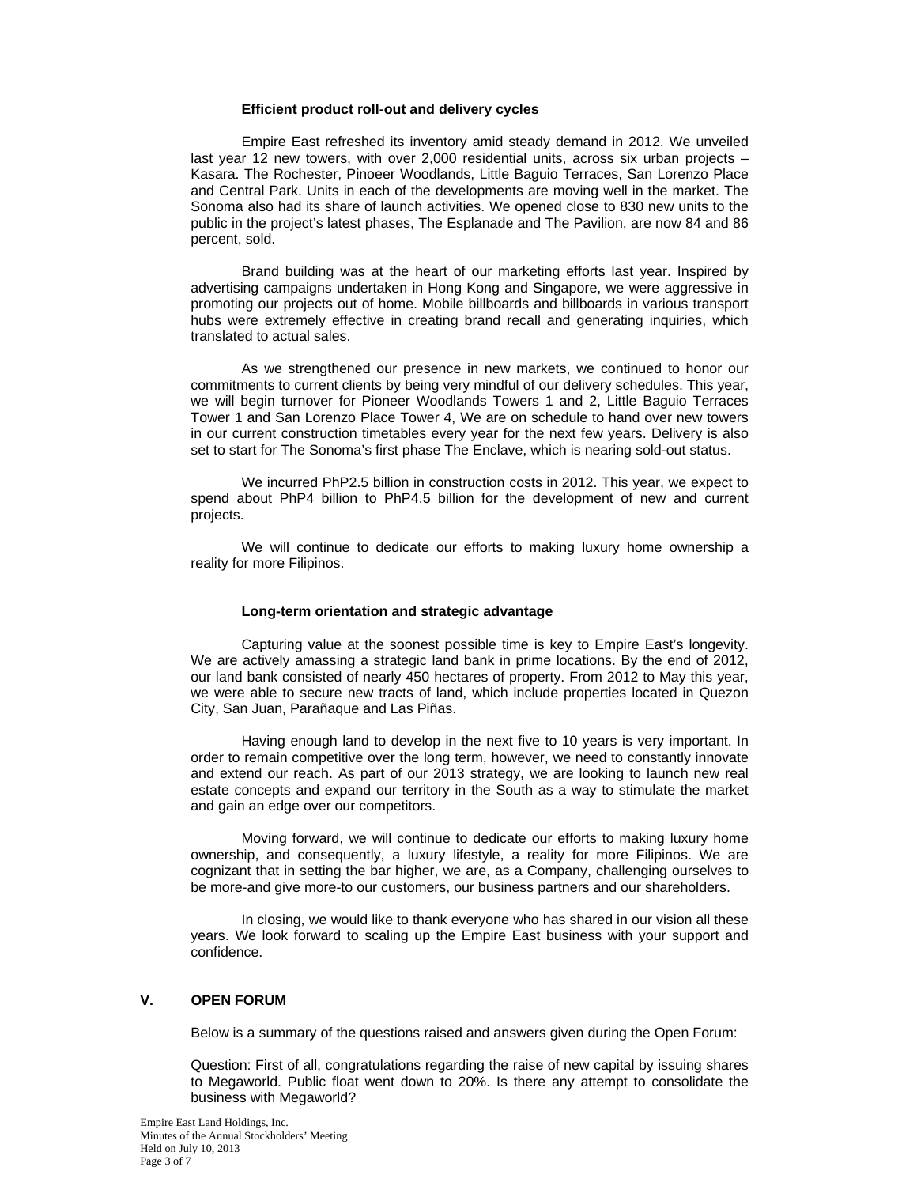**Efficient product roll-out and delivery cycles**

Empire East refreshed its inventory amid steady demand in 2012. We unveiled last year 12 new towers, with over 2,000 residential units, across six urban projects – Kasara. The Rochester, Pinoeer Woodlands, Little Baguio Terraces, San Lorenzo Place and Central Park. Units in each of the developments are moving well in the market. The Sonoma also had its share of launch activities. We opened close to 830 new units to the public in the project's latest phases, The Esplanade and The Pavilion, are now 84 and 86 percent, sold.

Brand building was at the heart of our marketing efforts last year. Inspired by advertising campaigns undertaken in Hong Kong and Singapore, we were aggressive in promoting our projects out of home. Mobile billboards and billboards in various transport hubs were extremely effective in creating brand recall and generating inquiries, which translated to actual sales.

As we strengthened our presence in new markets, we continued to honor our commitments to current clients by being very mindful of our delivery schedules. This year, we will begin turnover for Pioneer Woodlands Towers 1 and 2, Little Baguio Terraces Tower 1 and San Lorenzo Place Tower 4, We are on schedule to hand over new towers in our current construction timetables every year for the next few years. Delivery is also set to start for The Sonoma's first phase The Enclave, which is nearing sold-out status.

We incurred PhP2.5 billion in construction costs in 2012. This year, we expect to spend about PhP4 billion to PhP4.5 billion for the development of new and current projects.

We will continue to dedicate our efforts to making luxury home ownership a reality for more Filipinos.

**Long-term orientation and strategic advantage**

Capturing value at the soonest possible time is key to Empire East's longevity. We are actively amassing a strategic land bank in prime locations. By the end of 2012, our land bank consisted of nearly 450 hectares of property. From 2012 to May this year, we were able to secure new tracts of land, which include properties located in Quezon City, San Juan, Parañaque and Las Piñas.

Having enough land to develop in the next five to 10 years is very important. In order to remain competitive over the long term, however, we need to constantly innovate and extend our reach. As part of our 2013 strategy, we are looking to launch new real estate concepts and expand our territory in the South as a way to stimulate the market and gain an edge over our competitors.

Moving forward, we will continue to dedicate our efforts to making luxury home ownership, and consequently, a luxury lifestyle, a reality for more Filipinos. We are cognizant that in setting the bar higher, we are, as a Company, challenging ourselves to be more-and give more-to our customers, our business partners and our shareholders.

In closing, we would like to thank everyone who has shared in our vision all these years. We look forward to scaling up the Empire East business with your support and confidence.

## V. OPEN FORUM

Below is a summary of the questions raised and answers given during the Open Forum:

Question: First of all, congratulations regarding the raise of new capital by issuing shares to Megaworld. Public float went down to 20%. Is there any attempt to consolidate the business with Megaworld?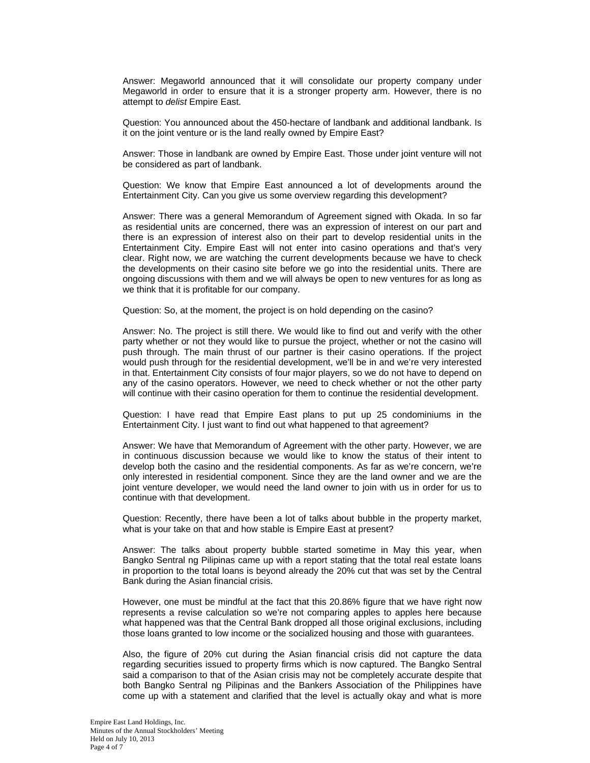Answer: Megaworld announced that it will consolidate our property company under Megaworld in order to ensure that it is a stronger property arm. However, there is no attempt to *delist* Empire East.

Question: You announced about the 450-hectare of landbank and additional landbank. Is it on the joint venture or is the land really owned by Empire East?

Answer: Those in landbank are owned by Empire East. Those under joint venture will not be considered as part of landbank.

Question: We know that Empire East announced a lot of developments around the Entertainment City. Can you give us some overview regarding this development?

Answer: There was a general Memorandum of Agreement signed with Okada. In so far as residential units are concerned, there was an expression of interest on our part and there is an expression of interest also on their part to develop residential units in the Entertainment City. Empire East will not enter into casino operations and that's very clear. Right now, we are watching the current developments because we have to check the developments on their casino site before we go into the residential units. There are ongoing discussions with them and we will always be open to new ventures for as long as we think that it is profitable for our company.

Question: So, at the moment, the project is on hold depending on the casino?

Answer: No. The project is still there. We would like to find out and verify with the other party whether or not they would like to pursue the project, whether or not the casino will push through. The main thrust of our partner is their casino operations. If the project would push through for the residential development, we'll be in and we're very interested in that. Entertainment City consists of four major players, so we do not have to depend on any of the casino operators. However, we need to check whether or not the other party will continue with their casino operation for them to continue the residential development.

Question: I have read that Empire East plans to put up 25 condominiums in the Entertainment City. I just want to find out what happened to that agreement?

Answer: We have that Memorandum of Agreement with the other party. However, we are in continuous discussion because we would like to know the status of their intent to develop both the casino and the residential components. As far as we're concern, we're only interested in residential component. Since they are the land owner and we are the joint venture developer, we would need the land owner to join with us in order for us to continue with that development.

Question: Recently, there have been a lot of talks about bubble in the property market, what is your take on that and how stable is Empire East at present?

Answer: The talks about property bubble started sometime in May this year, when Bangko Sentral ng Pilipinas came up with a report stating that the total real estate loans in proportion to the total loans is beyond already the 20% cut that was set by the Central Bank during the Asian financial crisis.

However, one must be mindful at the fact that this 20.86% figure that we have right now represents a revise calculation so we're not comparing apples to apples here because what happened was that the Central Bank dropped all those original exclusions, including those loans granted to low income or the socialized housing and those with guarantees.

Also, the figure of 20% cut during the Asian financial crisis did not capture the data regarding securities issued to property firms which is now captured. The Bangko Sentral said a comparison to that of the Asian crisis may not be completely accurate despite that both Bangko Sentral ng Pilipinas and the Bankers Association of the Philippines have come up with a statement and clarified that the level is actually okay and what is more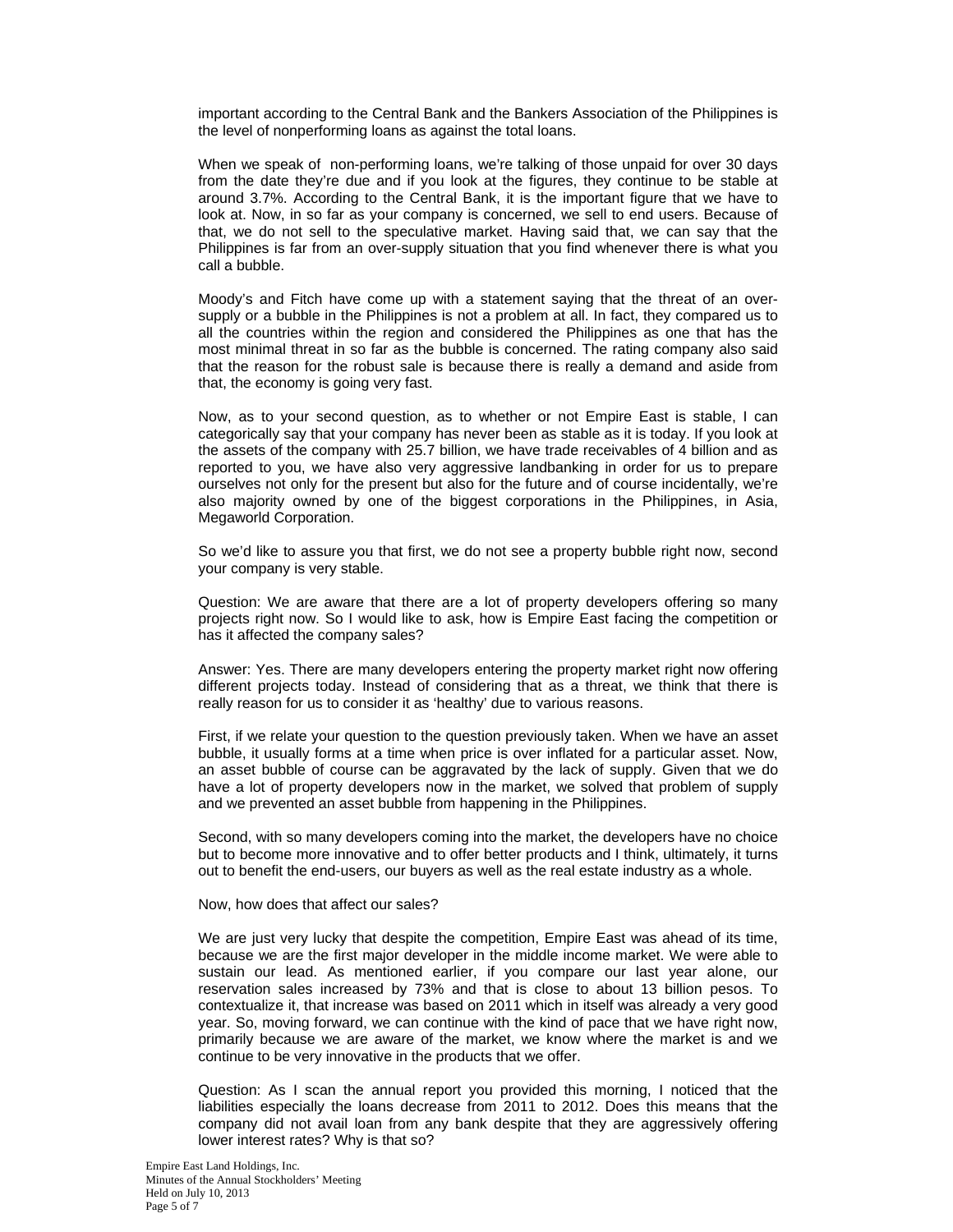important according to the Central Bank and the Bankers Association of the Philippines is the level of nonperforming loans as against the total loans.

When we speak of non-performing loans, we're talking of those unpaid for over 30 days from the date they're due and if you look at the figures, they continue to be stable at around 3.7%. According to the Central Bank, it is the important figure that we have to look at. Now, in so far as your company is concerned, we sell to end users. Because of that, we do not sell to the speculative market. Having said that, we can say that the Philippines is far from an over-supply situation that you find whenever there is what you call a bubble.

Moody's and Fitch have come up with a statement saying that the threat of an over-supply or a bubble in the Philippines is not a problem at all. In fact, they compared us to all the countries within the region and considered the Philippines as one that has the most minimal threat in so far as the bubble is concerned. The rating company also said that the reason for the robust sale is because there is really a demand and aside from that, the economy is going very fast.

Now, as to your second question, as to whether or not Empire East is stable, I can categorically say that your company has never been as stable as it is today. If you look at the assets of the company with 25.7 billion, we have trade receivables of 4 billion and as reported to you, we have also very aggressive landbanking in order for us to prepare ourselves not only for the present but also for the future and of course incidentally, we're also majority owned by one of the biggest corporations in the Philippines, in Asia, Megaworld Corporation.

So we'd like to assure you that first, we do not see a property bubble right now, second your company is very stable.

Question: We are aware that there are a lot of property developers offering so many projects right now. So I would like to ask, how is Empire East facing the competition or has it affected the company sales?

Answer: Yes. There are many developers entering the property market right now offering different projects today. Instead of considering that as a threat, we think that there is really reason for us to consider it as 'healthy' due to various reasons.

First, if we relate your question to the question previously taken. When we have an asset bubble, it usually forms at a time when price is over inflated for a particular asset. Now, an asset bubble of course can be aggravated by the lack of supply. Given that we do have a lot of property developers now in the market, we solved that problem of supply and we prevented an asset bubble from happening in the Philippines.

Second, with so many developers coming into the market, the developers have no choice but to become more innovative and to offer better products and I think, ultimately, it turns out to benefit the end-users, our buyers as well as the real estate industry as a whole.

Now, how does that affect our sales?

We are just very lucky that despite the competition, Empire East was ahead of its time, because we are the first major developer in the middle income market. We were able to sustain our lead. As mentioned earlier, if you compare our last year alone, our reservation sales increased by 73% and that is close to about 13 billion pesos. To contextualize it, that increase was based on 2011 which in itself was already a very good year. So, moving forward, we can continue with the kind of pace that we have right now, primarily because we are aware of the market, we know where the market is and we continue to be very innovative in the products that we offer.

Question: As I scan the annual report you provided this morning, I noticed that the liabilities especially the loans decrease from 2011 to 2012. Does this means that the company did not avail loan from any bank despite that they are aggressively offering lower interest rates? Why is that so?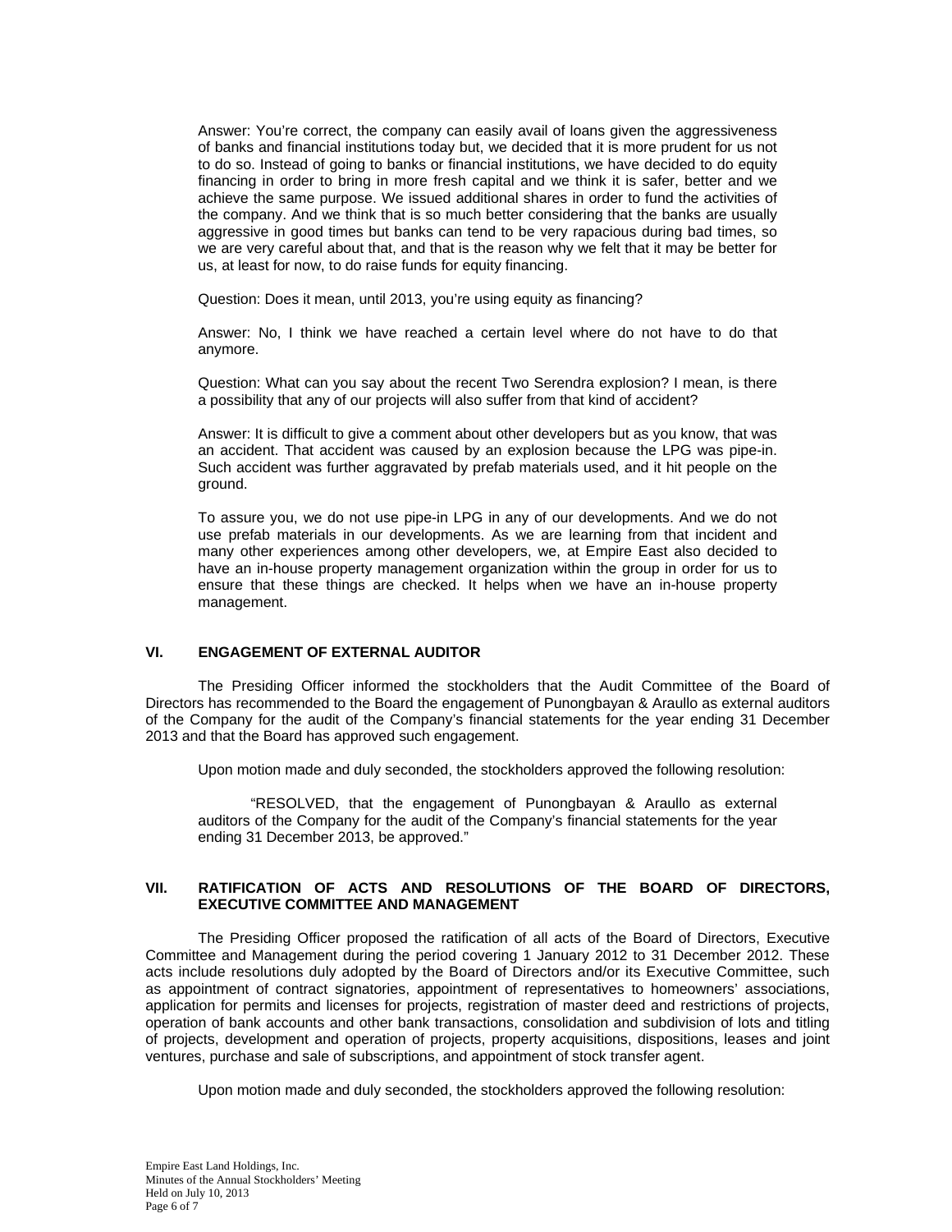Answer: You're correct, the company can easily avail of loans given the aggressiveness of banks and financial institutions today but, we decided that it is more prudent for us not to do so. Instead of going to banks or financial institutions, we have decided to do equity financing in order to bring in more fresh capital and we think it is safer, better and we achieve the same purpose. We issued additional shares in order to fund the activities of the company. And we think that is so much better considering that the banks are usually aggressive in good times but banks can tend to be very rapacious during bad times, so we are very careful about that, and that is the reason why we felt that it may be better for us, at least for now, to do raise funds for equity financing.

Question: Does it mean, until 2013, you're using equity as financing?

Answer: No, I think we have reached a certain level where do not have to do that anymore.

Question: What can you say about the recent Two Serendra explosion? I mean, is there a possibility that any of our projects will also suffer from that kind of accident?

Answer: It is difficult to give a comment about other developers but as you know, that was an accident. That accident was caused by an explosion because the LPG was pipe-in. Such accident was further aggravated by prefab materials used, and it hit people on the ground.

To assure you, we do not use pipe-in LPG in any of our developments. And we do not use prefab materials in our developments. As we are learning from that incident and many other experiences among other developers, we, at Empire East also decided to have an in-house property management organization within the group in order for us to ensure that these things are checked. It helps when we have an in-house property management.

## VI. ENGAGEMENT OF EXTERNAL AUDITOR

The Presiding Officer informed the stockholders that the Audit Committee of the Board of Directors has recommended to the Board the engagement of Punongbayan & Araullo as external auditors of the Company for the audit of the Company's financial statements for the year ending 31 December 2013 and that the Board has approved such engagement.

Upon motion made and duly seconded, the stockholders approved the following resolution:

"RESOLVED, that the engagement of Punongbayan & Araullo as external auditors of the Company for the audit of the Company's financial statements for the year ending 31 December 2013, be approved."

## VII. RATIFICATION OF ACTS AND RESOLUTIONS OF THE BOARD OF DIRECTORS, EXECUTIVE COMMITTEE AND MANAGEMENT

The Presiding Officer proposed the ratification of all acts of the Board of Directors, Executive Committee and Management during the period covering 1 January 2012 to 31 December 2012. These acts include resolutions duly adopted by the Board of Directors and/or its Executive Committee, such as appointment of contract signatories, appointment of representatives to homeowners' associations, application for permits and licenses for projects, registration of master deed and restrictions of projects, operation of bank accounts and other bank transactions, consolidation and subdivision of lots and titling of projects, development and operation of projects, property acquisitions, dispositions, leases and joint ventures, purchase and sale of subscriptions, and appointment of stock transfer agent.

Upon motion made and duly seconded, the stockholders approved the following resolution: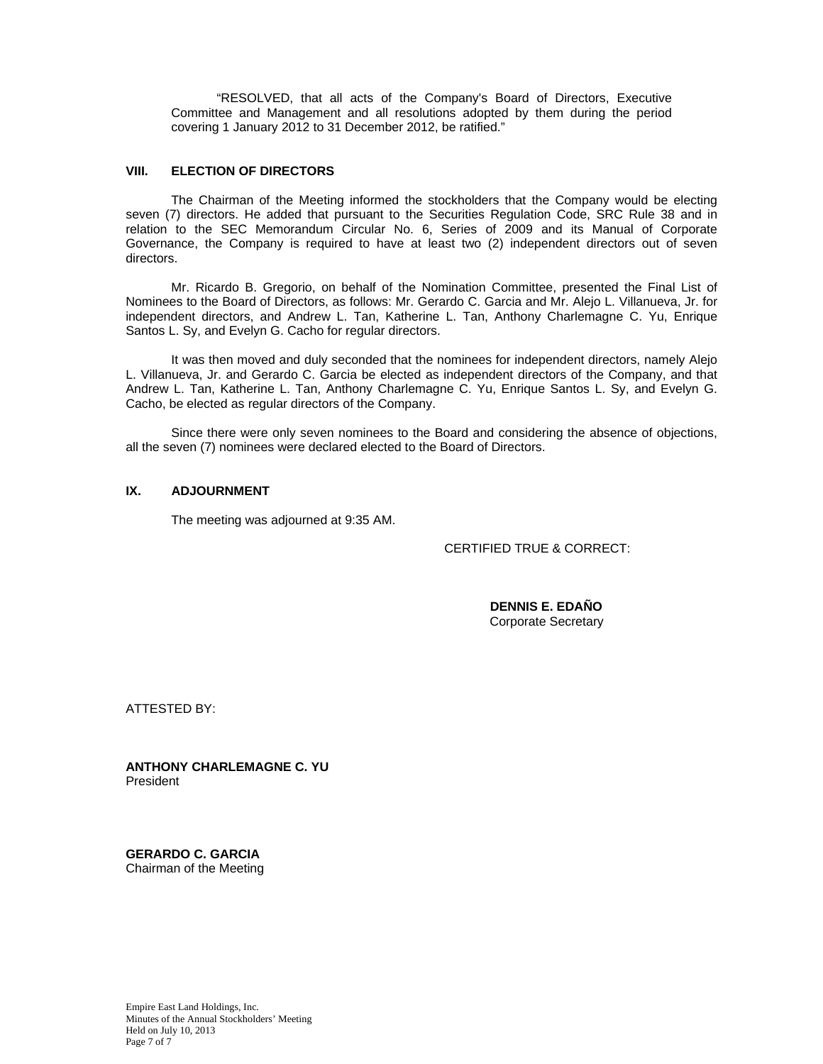"RESOLVED, that all acts of the Company's Board of Directors, Executive Committee and Management and all resolutions adopted by them during the period covering 1 January 2012 to 31 December 2012, be ratified."

## VIII. ELECTION OF DIRECTORS

The Chairman of the Meeting informed the stockholders that the Company would be electing seven (7) directors. He added that pursuant to the Securities Regulation Code, SRC Rule 38 and in relation to the SEC Memorandum Circular No. 6, Series of 2009 and its Manual of Corporate Governance, the Company is required to have at least two (2) independent directors out of seven directors.

Mr. Ricardo B. Gregorio, on behalf of the Nomination Committee, presented the Final List of Nominees to the Board of Directors, as follows: Mr. Gerardo C. Garcia and Mr. Alejo L. Villanueva, Jr. for independent directors, and Andrew L. Tan, Katherine L. Tan, Anthony Charlemagne C. Yu, Enrique Santos L. Sy, and Evelyn G. Cacho for regular directors.

It was then moved and duly seconded that the nominees for independent directors, namely Alejo L. Villanueva, Jr. and Gerardo C. Garcia be elected as independent directors of the Company, and that Andrew L. Tan, Katherine L. Tan, Anthony Charlemagne C. Yu, Enrique Santos L. Sy, and Evelyn G. Cacho, be elected as regular directors of the Company.

Since there were only seven nominees to the Board and considering the absence of objections, all the seven (7) nominees were declared elected to the Board of Directors.

## IX. ADJOURNMENT

The meeting was adjourned at 9:35 AM.

CERTIFIED TRUE & CORRECT:

**DENNIS E. EDAÑO**
Corporate Secretary

ATTESTED BY:

**ANTHONY CHARLEMAGNE C. YU**
President

**GERARDO C. GARCIA**
Chairman of the Meeting

Empire East Land Holdings, Inc.
Minutes of the Annual Stockholders' Meeting
Held on July 10, 2013